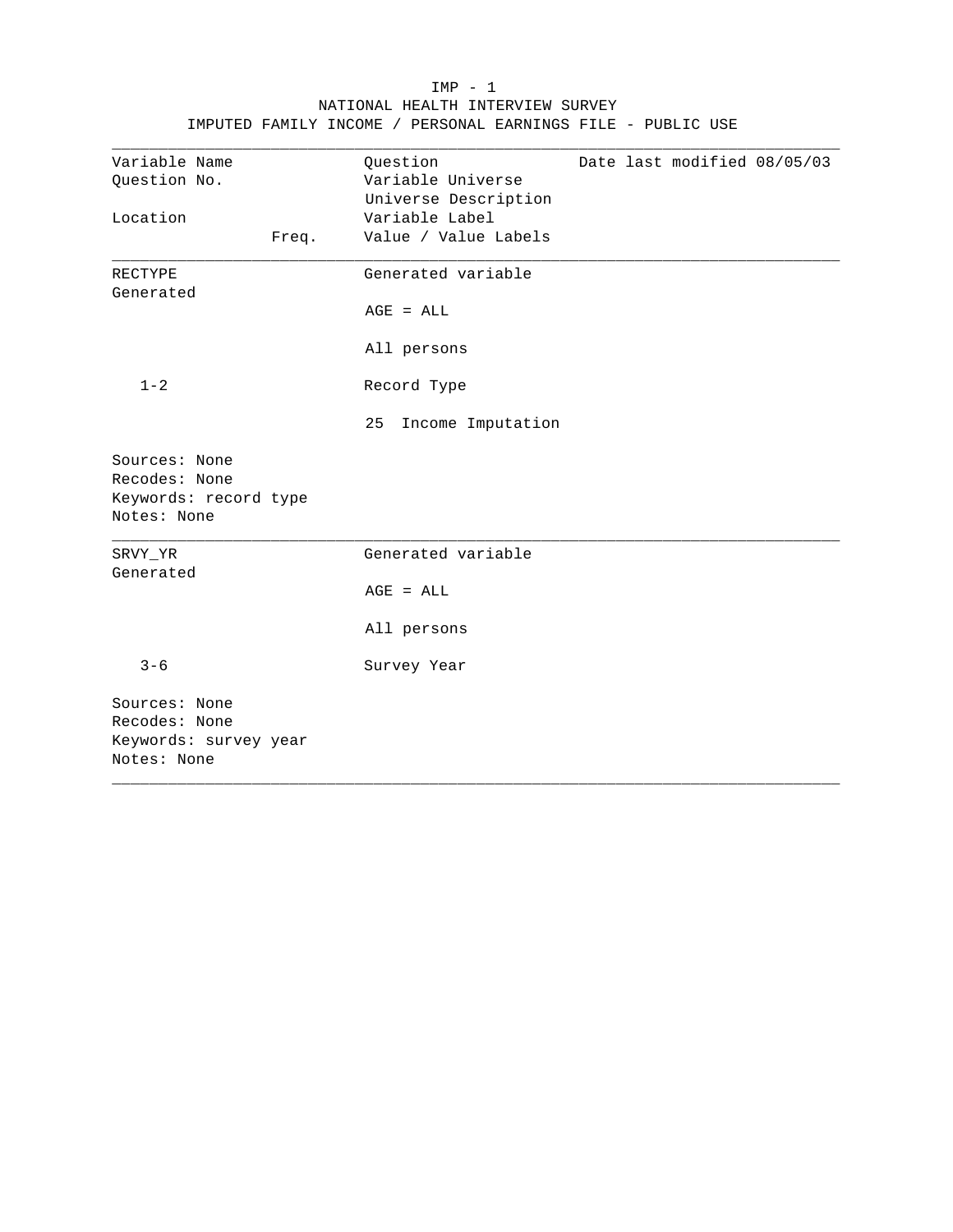# NATIONAL HEALTH INTERVIEW SURVEY

## IMPUTED FAMILY INCOME / PERSONAL EARNINGS FILE - PUBLIC USE

| Variable Name | Question | Date last modified 08/05/03 |
|---|---|---|
| Question No. | Variable Universe | |
| | Universe Description | |
| Location | Variable Label | |
| Freq. | Value / Value Labels | |

---

**RECTYPE** — Generated variable

Generated

AGE = ALL

All persons

Location: 1-2 — Record Type

25 Income Imputation

Sources: None
Recodes: None
Keywords: record type
Notes: None

---

**SRVY_YR** — Generated variable

Generated

AGE = ALL

All persons

Location: 3-6 — Survey Year

Sources: None
Recodes: None
Keywords: survey year
Notes: None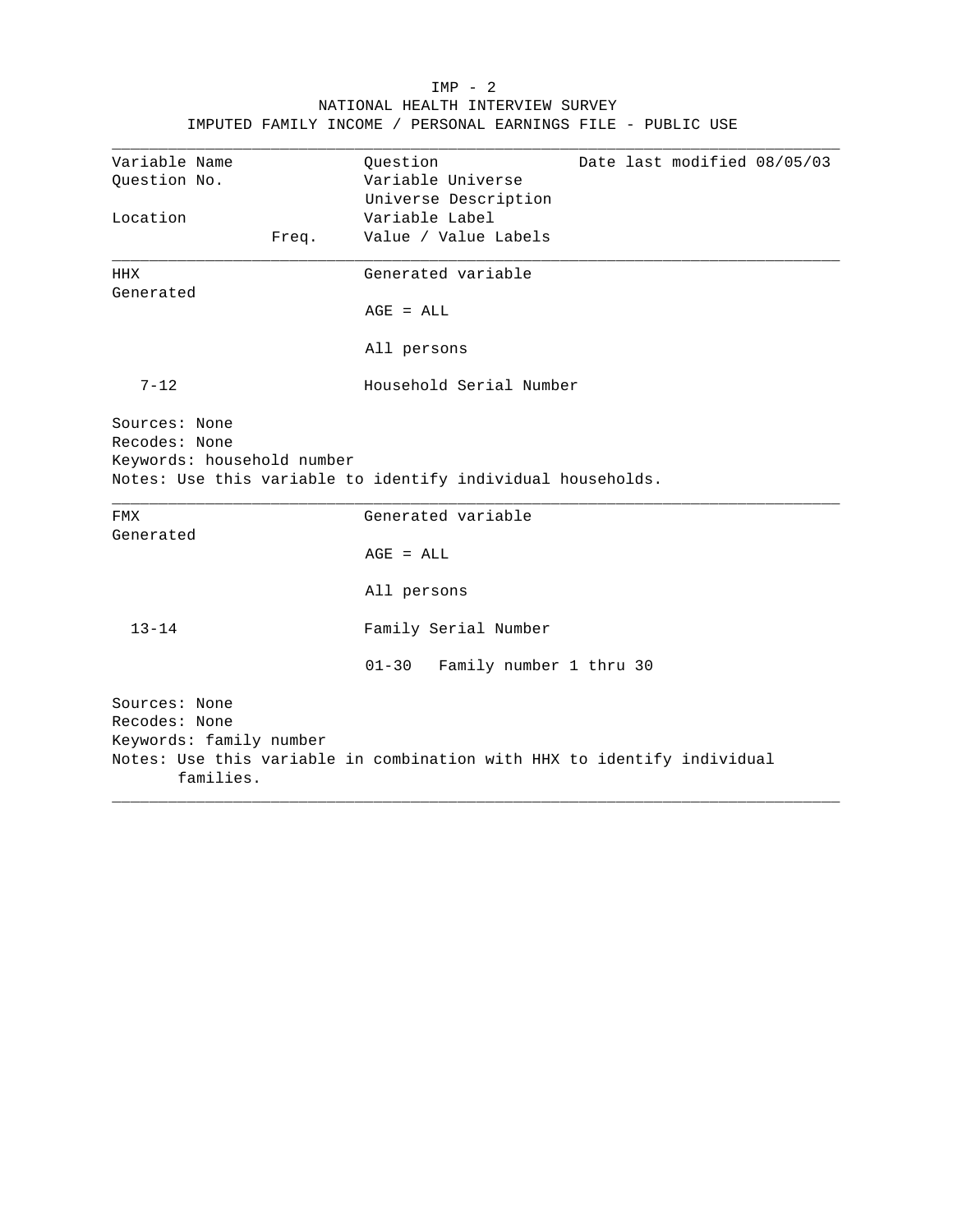NATIONAL HEALTH INTERVIEW SURVEY

IMPUTED FAMILY INCOME / PERSONAL EARNINGS FILE - PUBLIC USE

| Variable Name | Question | Date last modified 08/05/03 |
|---|---|---|
| Question No. | Variable Universe | |
| | Universe Description | |
| Location | Variable Label | |
| Freq. | Value / Value Labels | |

---

**HHX** — Generated variable

Generated

AGE = ALL

All persons

7-12 — Household Serial Number

Sources: None
Recodes: None
Keywords: household number
Notes: Use this variable to identify individual households.

---

**FMX** — Generated variable

Generated

AGE = ALL

All persons

13-14 — Family Serial Number

01-30 Family number 1 thru 30

Sources: None
Recodes: None
Keywords: family number
Notes: Use this variable in combination with HHX to identify individual families.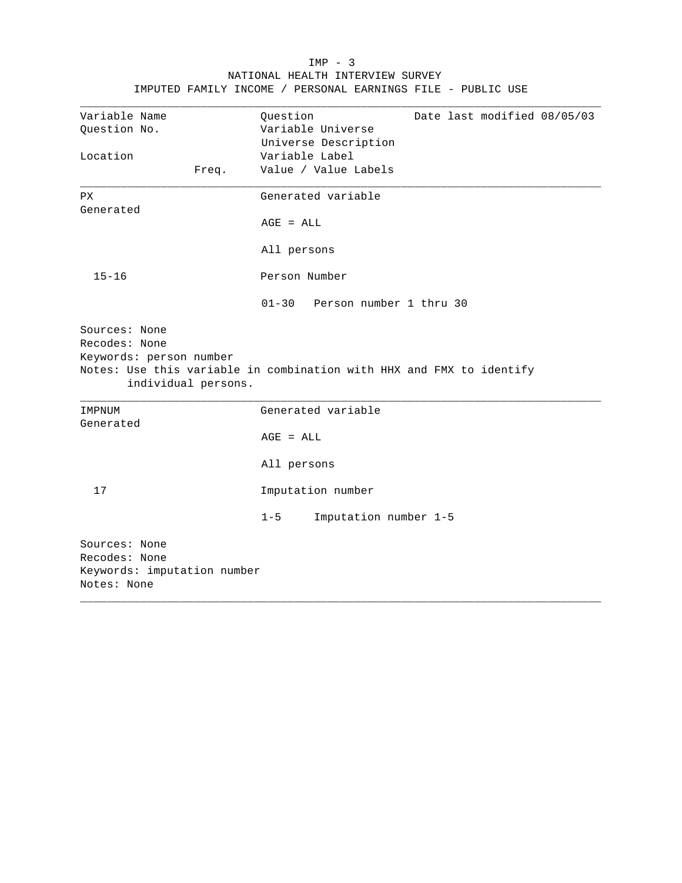# NATIONAL HEALTH INTERVIEW SURVEY

## IMPUTED FAMILY INCOME / PERSONAL EARNINGS FILE - PUBLIC USE

| Variable Name<br>Question No.<br><br>Location | Freq. | Question<br>Variable Universe<br>Universe Description<br>Variable Label<br>Value / Value Labels | Date last modified 08/05/03 |
|---|---|---|---|

---

**PX** — Generated variable

Generated

AGE = ALL

All persons

Location: 15-16

Person Number

01-30   Person number 1 thru 30

Sources: None
Recodes: None
Keywords: person number
Notes: Use this variable in combination with HHX and FMX to identify individual persons.

---

**IMPNUM** — Generated variable

Generated

AGE = ALL

All persons

Location: 17

Imputation number

1-5   Imputation number 1-5

Sources: None
Recodes: None
Keywords: imputation number
Notes: None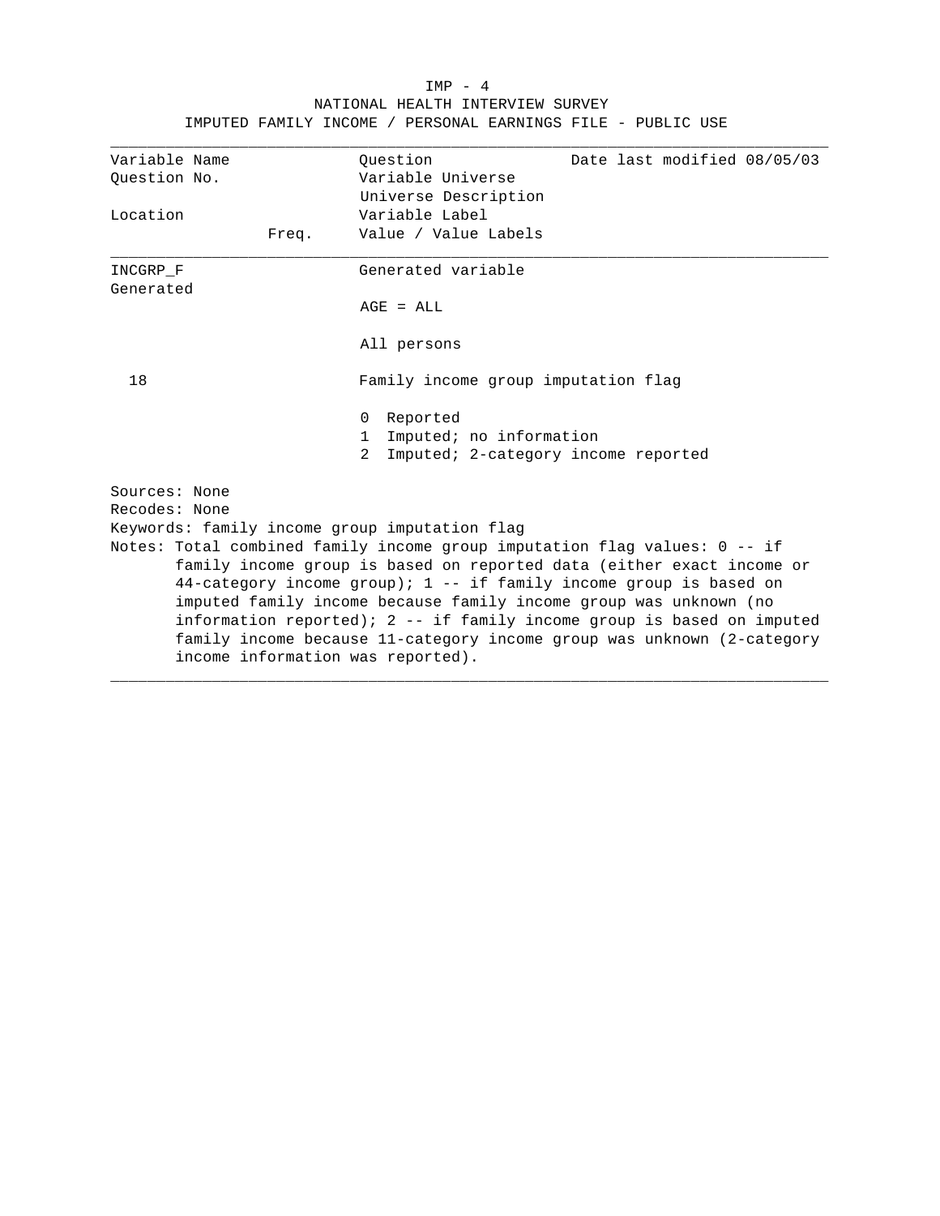NATIONAL HEALTH INTERVIEW SURVEY
IMPUTED FAMILY INCOME / PERSONAL EARNINGS FILE - PUBLIC USE

| Variable Name<br>Question No.<br><br>Location | Freq. | Question<br>Variable Universe<br>Universe Description<br>Variable Label<br>Value / Value Labels | Date last modified 08/05/03 |
|---|---|---|---|
| INCGRP_F<br>Generated | | Generated variable | |
| | | AGE = ALL | |
| | | All persons | |
| 18 | | Family income group imputation flag | |
| | | 0 Reported<br>1 Imputed; no information<br>2 Imputed; 2-category income reported | |

Sources: None
Recodes: None
Keywords: family income group imputation flag
Notes: Total combined family income group imputation flag values: 0 -- if family income group is based on reported data (either exact income or 44-category income group); 1 -- if family income group is based on imputed family income because family income group was unknown (no information reported); 2 -- if family income group is based on imputed family income because 11-category income group was unknown (2-category income information was reported).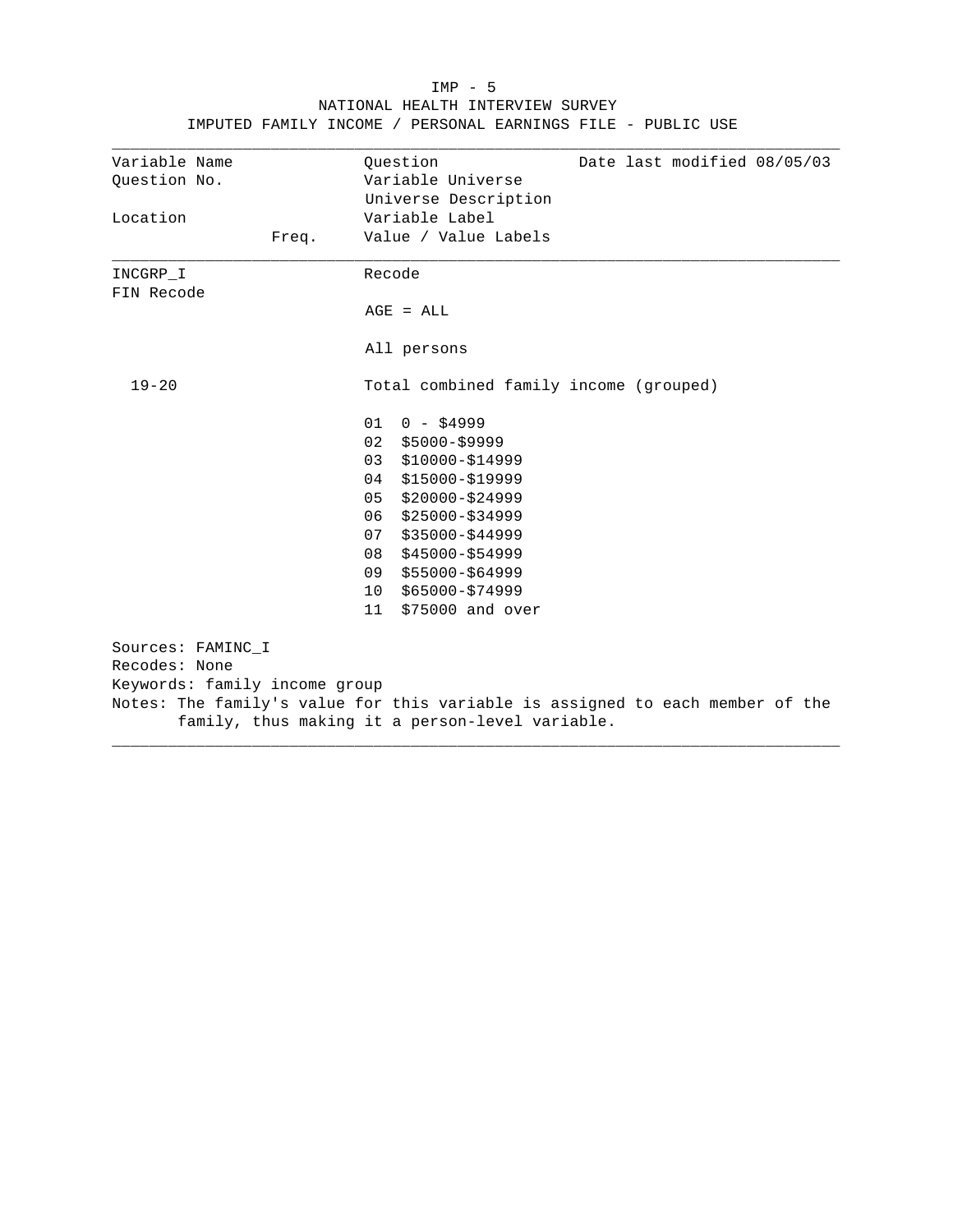NATIONAL HEALTH INTERVIEW SURVEY
IMPUTED FAMILY INCOME / PERSONAL EARNINGS FILE - PUBLIC USE

| Variable Name | | Question | Date last modified 08/05/03 |
|---|---|---|---|
| Question No. | | Variable Universe | |
| | | Universe Description | |
| Location | | Variable Label | |
| | Freq. | Value / Value Labels | |

**INCGRP_I**
FIN Recode

Recode

AGE = ALL

All persons

Location: 19-20

Total combined family income (grouped)

| Value | Label |
|---|---|
| 01 | 0 - $4999 |
| 02 | $5000-$9999 |
| 03 | $10000-$14999 |
| 04 | $15000-$19999 |
| 05 | $20000-$24999 |
| 06 | $25000-$34999 |
| 07 | $35000-$44999 |
| 08 | $45000-$54999 |
| 09 | $55000-$64999 |
| 10 | $65000-$74999 |
| 11 | $75000 and over |

Sources: FAMINC_I
Recodes: None
Keywords: family income group
Notes: The family's value for this variable is assigned to each member of the family, thus making it a person-level variable.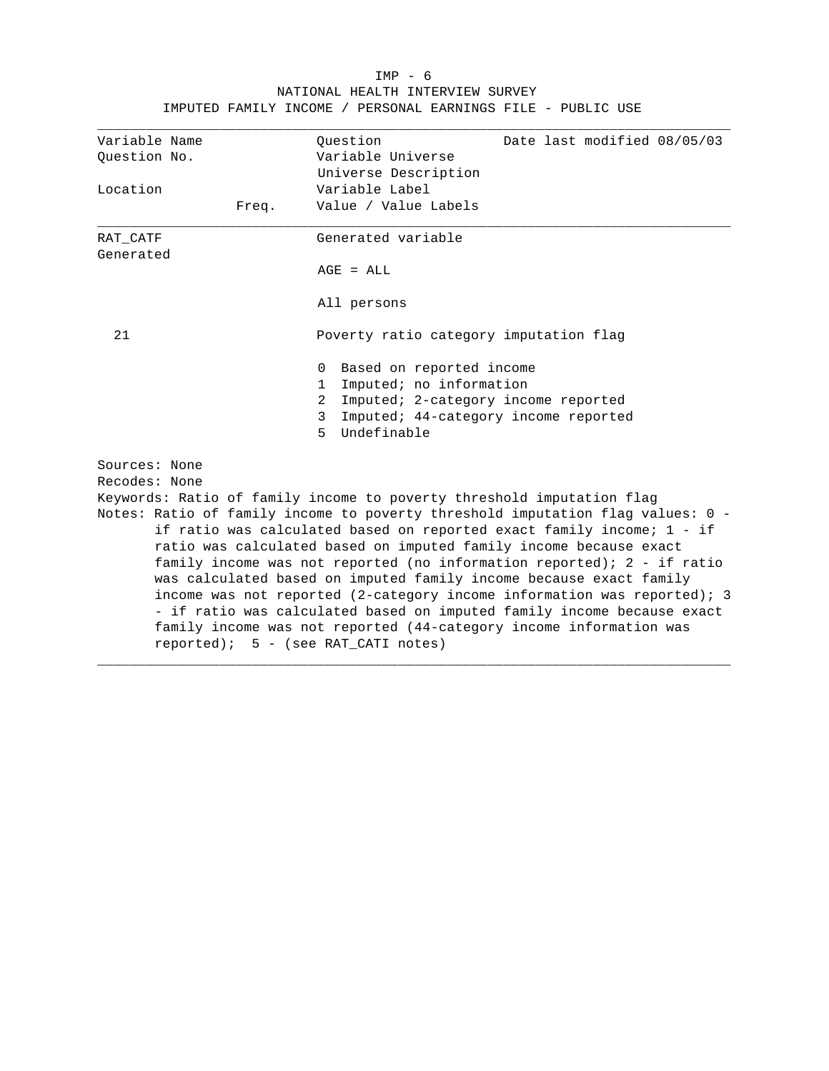| Variable Name | Question | Date last modified 08/05/03 |
|---|---|---|
| Question No. | Variable Universe | |
| | Universe Description | |
| Location | Variable Label | |
| Freq. | Value / Value Labels | |

**RAT_CATF**
Generated

Generated variable

AGE = ALL

All persons

21

Poverty ratio category imputation flag

0 Based on reported income
1 Imputed; no information
2 Imputed; 2-category income reported
3 Imputed; 44-category income reported
5 Undefinable

Sources: None
Recodes: None
Keywords: Ratio of family income to poverty threshold imputation flag
Notes: Ratio of family income to poverty threshold imputation flag values: 0 - if ratio was calculated based on reported exact family income; 1 - if ratio was calculated based on imputed family income because exact family income was not reported (no information reported); 2 - if ratio was calculated based on imputed family income because exact family income was not reported (2-category income information was reported); 3 - if ratio was calculated based on imputed family income because exact family income was not reported (44-category income information was reported); 5 - (see RAT_CATI notes)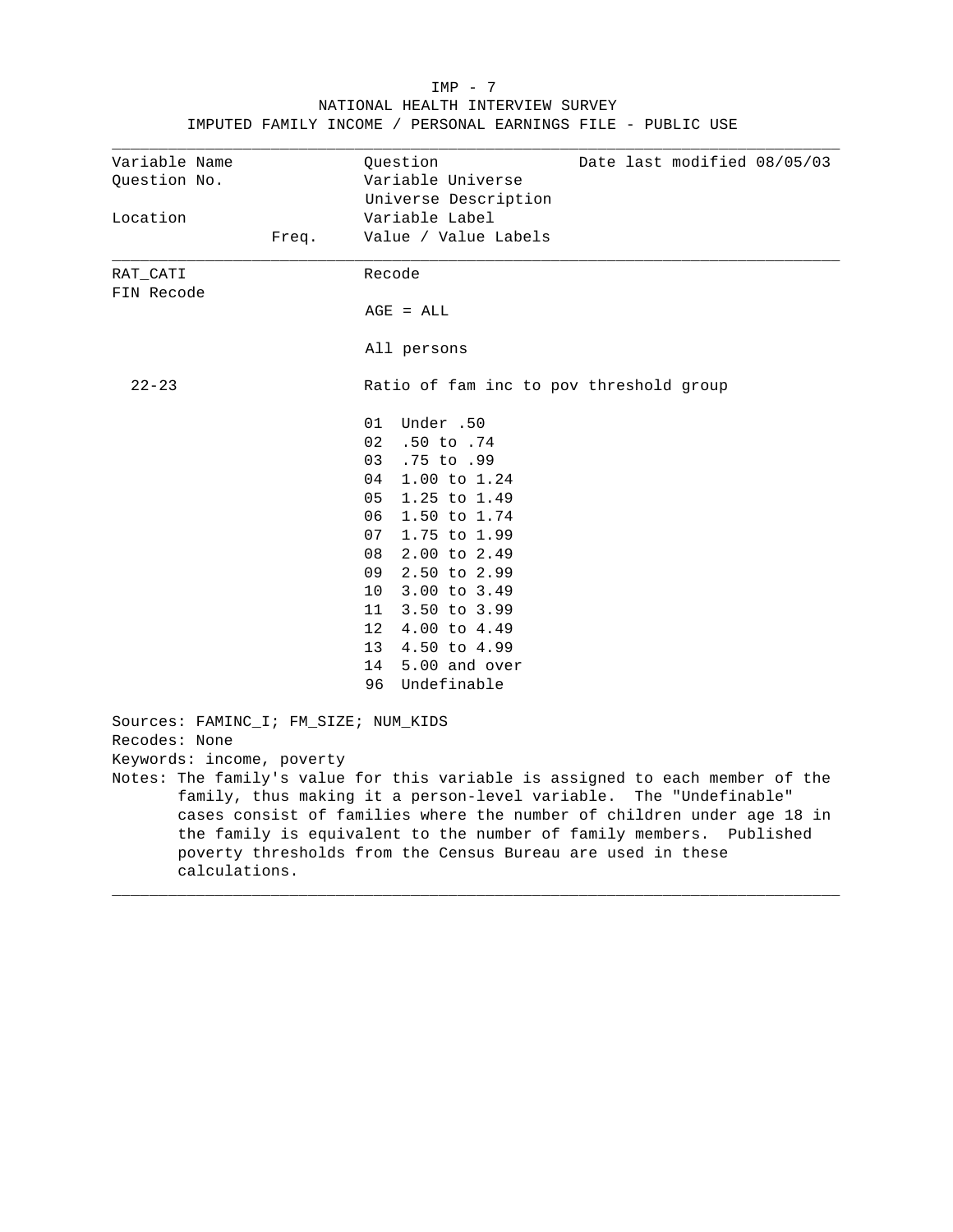NATIONAL HEALTH INTERVIEW SURVEY
IMPUTED FAMILY INCOME / PERSONAL EARNINGS FILE - PUBLIC USE

| Variable Name<br>Question No.<br><br>Location | Freq. | Question<br>Variable Universe<br>Universe Description<br>Variable Label<br>Value / Value Labels | Date last modified 08/05/03 |
|---|---|---|---|
| RAT_CATI<br>FIN Recode | | Recode<br><br>AGE = ALL<br><br>All persons | |
| 22-23 | | Ratio of fam inc to pov threshold group | |
| | | 01 Under .50<br>02 .50 to .74<br>03 .75 to .99<br>04 1.00 to 1.24<br>05 1.25 to 1.49<br>06 1.50 to 1.74<br>07 1.75 to 1.99<br>08 2.00 to 2.49<br>09 2.50 to 2.99<br>10 3.00 to 3.49<br>11 3.50 to 3.99<br>12 4.00 to 4.49<br>13 4.50 to 4.99<br>14 5.00 and over<br>96 Undefinable | |

Sources: FAMINC_I; FM_SIZE; NUM_KIDS
Recodes: None
Keywords: income, poverty
Notes: The family's value for this variable is assigned to each member of the family, thus making it a person-level variable. The "Undefinable" cases consist of families where the number of children under age 18 in the family is equivalent to the number of family members. Published poverty thresholds from the Census Bureau are used in these calculations.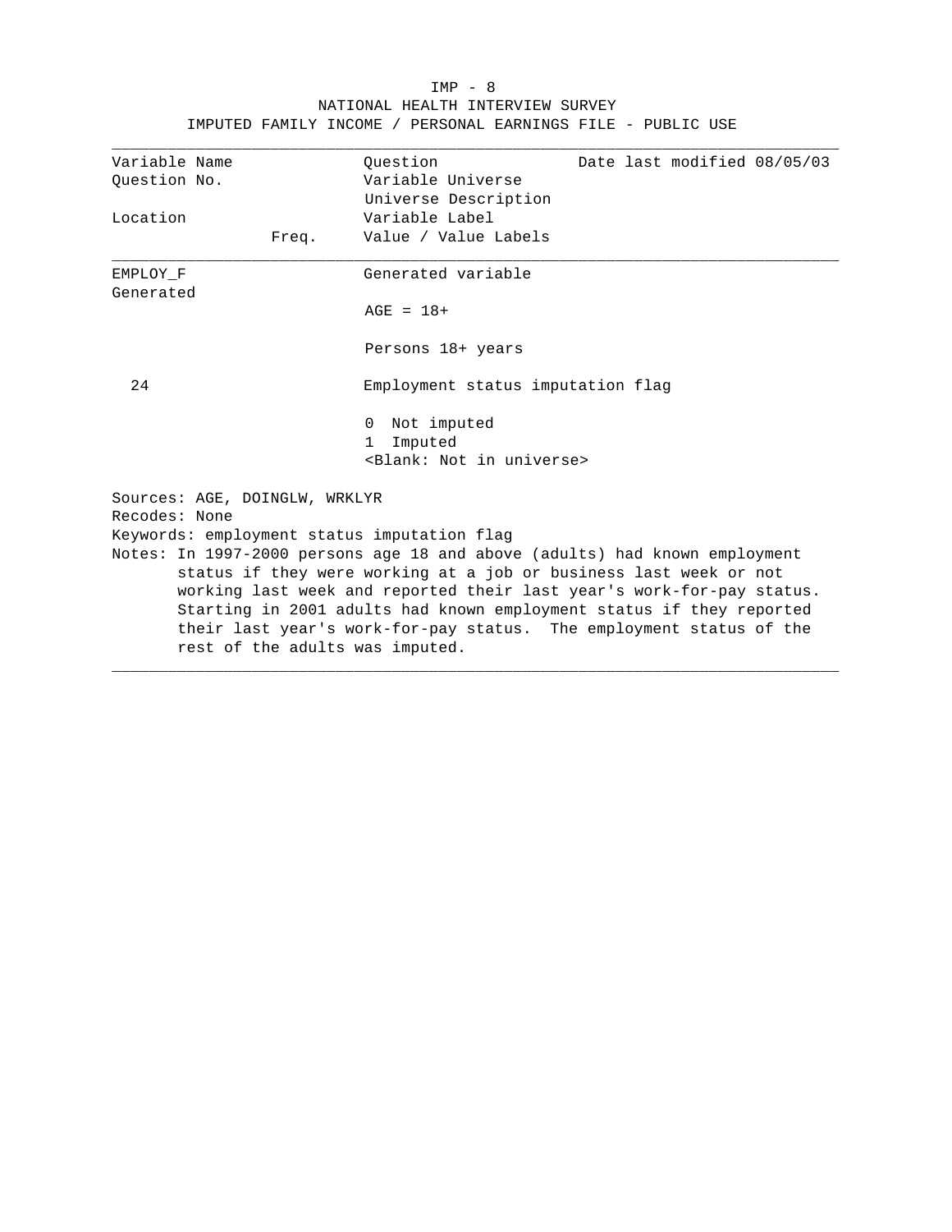NATIONAL HEALTH INTERVIEW SURVEY

IMPUTED FAMILY INCOME / PERSONAL EARNINGS FILE - PUBLIC USE

| Variable Name<br>Question No.<br><br>Location | Freq. | Question<br>Variable Universe<br>Universe Description<br>Variable Label<br>Value / Value Labels | Date last modified 08/05/03 |
|---|---|---|---|
| EMPLOY_F<br>Generated | | Generated variable | |
| | | AGE = 18+ | |
| | | Persons 18+ years | |
| 24 | | Employment status imputation flag | |
| | | 0 Not imputed<br>1 Imputed<br>&lt;Blank: Not in universe&gt; | |

Sources: AGE, DOINGLW, WRKLYR

Recodes: None

Keywords: employment status imputation flag

Notes: In 1997-2000 persons age 18 and above (adults) had known employment status if they were working at a job or business last week or not working last week and reported their last year's work-for-pay status. Starting in 2001 adults had known employment status if they reported their last year's work-for-pay status. The employment status of the rest of the adults was imputed.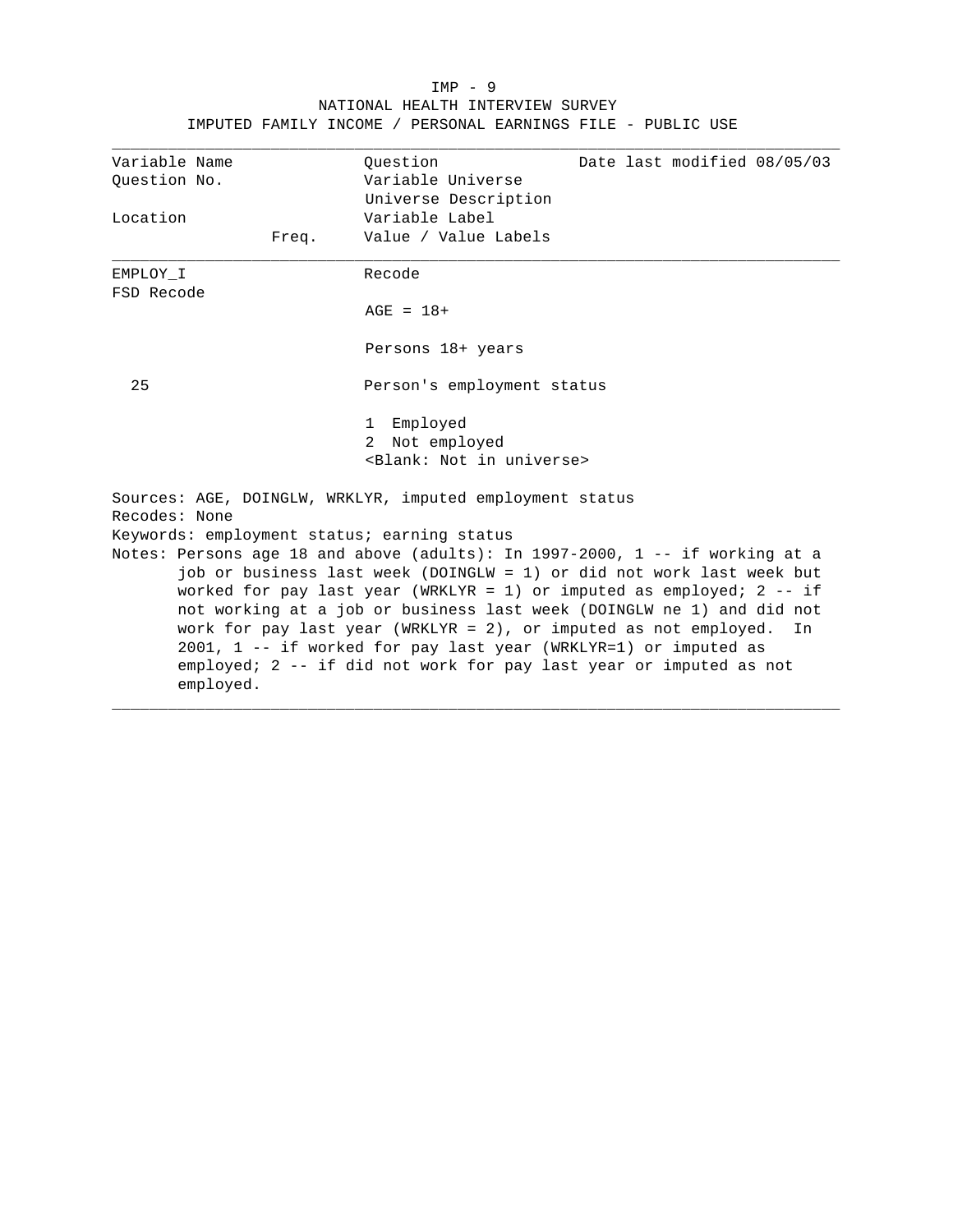NATIONAL HEALTH INTERVIEW SURVEY
IMPUTED FAMILY INCOME / PERSONAL EARNINGS FILE - PUBLIC USE

| Variable Name<br>Question No.<br><br>Location | Freq. | Question<br>Variable Universe<br>Universe Description<br>Variable Label<br>Value / Value Labels | Date last modified 08/05/03 |
|---|---|---|---|
| EMPLOY_I<br>FSD Recode | | Recode<br><br>AGE = 18+<br><br>Persons 18+ years | |
| 25 | | Person's employment status<br><br>1 Employed<br>2 Not employed<br>&lt;Blank: Not in universe&gt; | |

Sources: AGE, DOINGLW, WRKLYR, imputed employment status
Recodes: None
Keywords: employment status; earning status
Notes: Persons age 18 and above (adults): In 1997-2000, 1 -- if working at a job or business last week (DOINGLW = 1) or did not work last week but worked for pay last year (WRKLYR = 1) or imputed as employed; 2 -- if not working at a job or business last week (DOINGLW ne 1) and did not work for pay last year (WRKLYR = 2), or imputed as not employed. In 2001, 1 -- if worked for pay last year (WRKLYR=1) or imputed as employed; 2 -- if did not work for pay last year or imputed as not employed.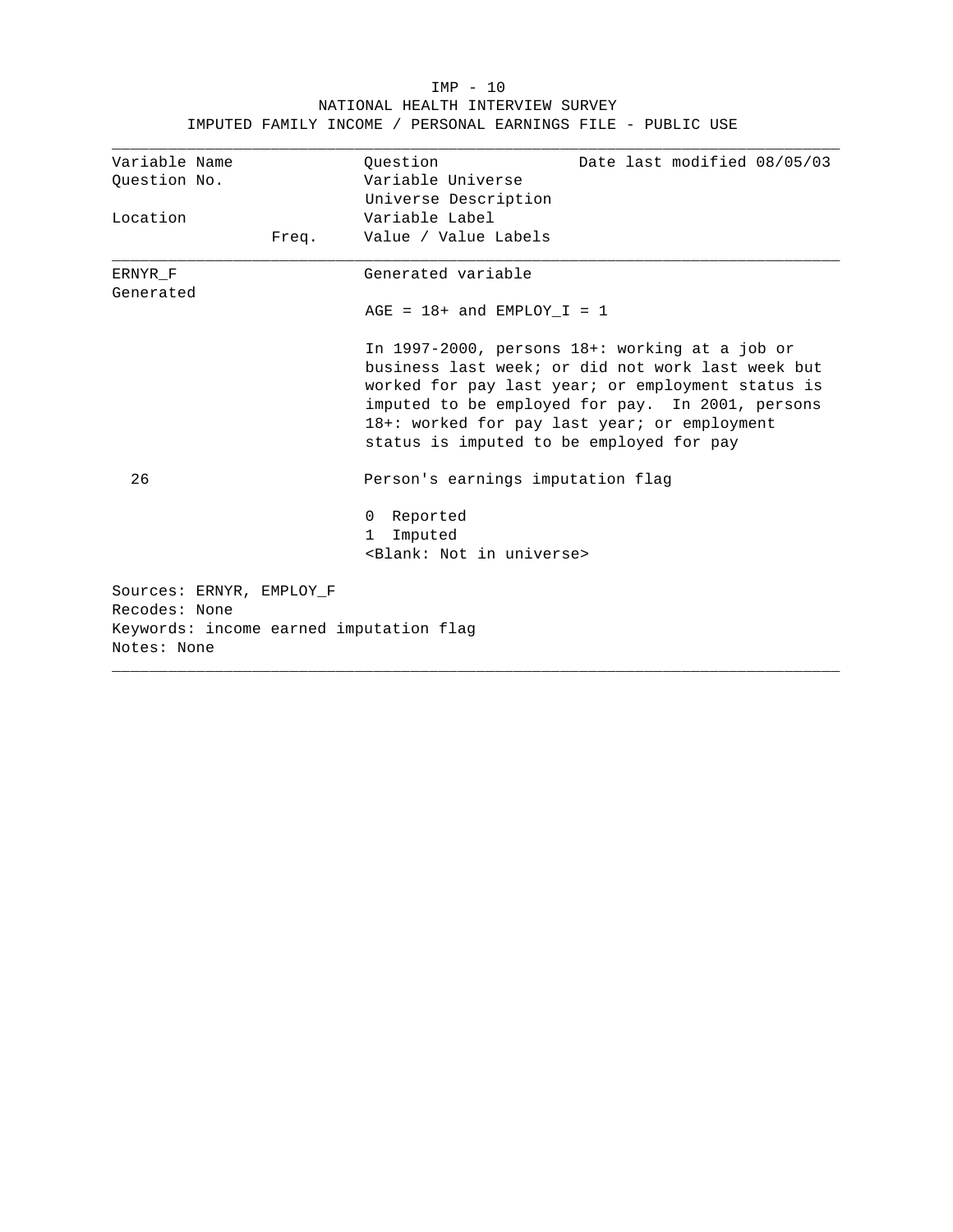NATIONAL HEALTH INTERVIEW SURVEY

IMPUTED FAMILY INCOME / PERSONAL EARNINGS FILE - PUBLIC USE

| Variable Name | | Question | Date last modified 08/05/03 |
|---|---|---|---|
| Question No. | | Variable Universe | |
| | | Universe Description | |
| Location | | Variable Label | |
| | Freq. | Value / Value Labels | |

**ERNYR_F**

Generated

Generated variable

AGE = 18+ and EMPLOY_I = 1

In 1997-2000, persons 18+: working at a job or business last week; or did not work last week but worked for pay last year; or employment status is imputed to be employed for pay. In 2001, persons 18+: worked for pay last year; or employment status is imputed to be employed for pay

26

Person's earnings imputation flag

0 Reported
1 Imputed
<Blank: Not in universe>

Sources: ERNYR, EMPLOY_F
Recodes: None
Keywords: income earned imputation flag
Notes: None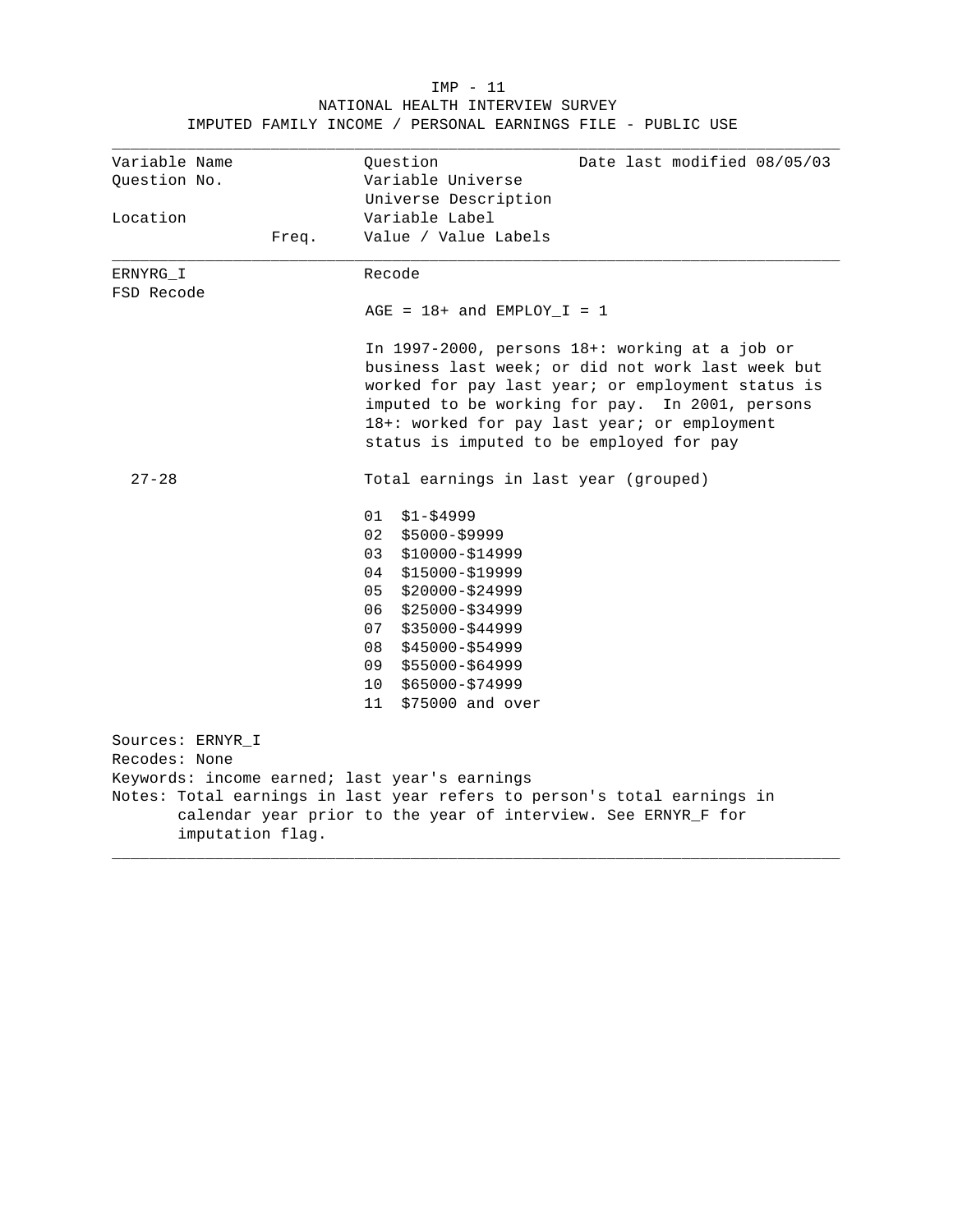IMP - 11

NATIONAL HEALTH INTERVIEW SURVEY

IMPUTED FAMILY INCOME / PERSONAL EARNINGS FILE - PUBLIC USE

| Variable Name<br>Question No.<br><br>Location | Freq. | Question<br>Variable Universe<br>Universe Description<br>Variable Label<br>Value / Value Labels | Date last modified 08/05/03 |
|---|---|---|---|
| ERNYRG_I<br>FSD Recode | | Recode<br><br>AGE = 18+ and EMPLOY_I = 1<br><br>In 1997-2000, persons 18+: working at a job or business last week; or did not work last week but worked for pay last year; or employment status is imputed to be working for pay. In 2001, persons 18+: worked for pay last year; or employment status is imputed to be employed for pay | |
| 27-28 | | Total earnings in last year (grouped)<br><br>01 $1-$4999<br>02 $5000-$9999<br>03 $10000-$14999<br>04 $15000-$19999<br>05 $20000-$24999<br>06 $25000-$34999<br>07 $35000-$44999<br>08 $45000-$54999<br>09 $55000-$64999<br>10 $65000-$74999<br>11 $75000 and over | |

Sources: ERNYR_I

Recodes: None

Keywords: income earned; last year's earnings

Notes: Total earnings in last year refers to person's total earnings in calendar year prior to the year of interview. See ERNYR_F for imputation flag.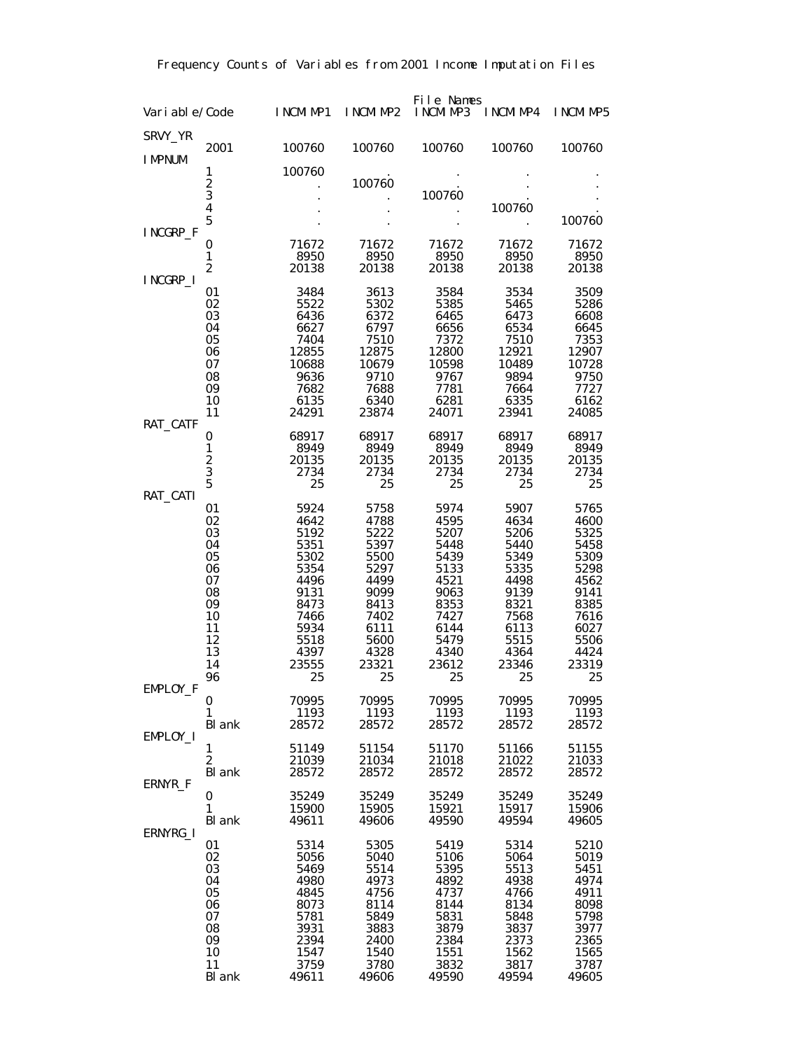Frequency Counts of Variables from 2001 Income Imputation Files

| Variable/Code | | INCMIMP1 | INCMIMP2 | INCMIMP3 | INCMIMP4 | INCMIMP5 |
|---|---|---|---|---|---|---|
| | | File Names | | | | |
| SRVY_YR | | | | | | |
| | 2001 | 100760 | 100760 | 100760 | 100760 | 100760 |
| IMPNUM | | | | | | |
| | 1 | 100760 | . | . | . | . |
| | 2 | . | 100760 | . | . | . |
| | 3 | . | . | 100760 | . | . |
| | 4 | . | . | . | 100760 | . |
| | 5 | . | . | . | . | 100760 |
| INCGRP_F | | | | | | |
| | 0 | 71672 | 71672 | 71672 | 71672 | 71672 |
| | 1 | 8950 | 8950 | 8950 | 8950 | 8950 |
| | 2 | 20138 | 20138 | 20138 | 20138 | 20138 |
| INCGRP_I | | | | | | |
| | 01 | 3484 | 3613 | 3584 | 3534 | 3509 |
| | 02 | 5522 | 5302 | 5385 | 5465 | 5286 |
| | 03 | 6436 | 6372 | 6465 | 6473 | 6608 |
| | 04 | 6627 | 6797 | 6656 | 6534 | 6645 |
| | 05 | 7404 | 7510 | 7372 | 7510 | 7353 |
| | 06 | 12855 | 12875 | 12800 | 12921 | 12907 |
| | 07 | 10688 | 10679 | 10598 | 10489 | 10728 |
| | 08 | 9636 | 9710 | 9767 | 9894 | 9750 |
| | 09 | 7682 | 7688 | 7781 | 7664 | 7727 |
| | 10 | 6135 | 6340 | 6281 | 6335 | 6162 |
| | 11 | 24291 | 23874 | 24071 | 23941 | 24085 |
| RAT_CATF | | | | | | |
| | 0 | 68917 | 68917 | 68917 | 68917 | 68917 |
| | 1 | 8949 | 8949 | 8949 | 8949 | 8949 |
| | 2 | 20135 | 20135 | 20135 | 20135 | 20135 |
| | 3 | 2734 | 2734 | 2734 | 2734 | 2734 |
| | 5 | 25 | 25 | 25 | 25 | 25 |
| RAT_CATI | | | | | | |
| | 01 | 5924 | 5758 | 5974 | 5907 | 5765 |
| | 02 | 4642 | 4788 | 4595 | 4634 | 4600 |
| | 03 | 5192 | 5222 | 5207 | 5206 | 5325 |
| | 04 | 5351 | 5397 | 5448 | 5440 | 5458 |
| | 05 | 5302 | 5500 | 5439 | 5349 | 5309 |
| | 06 | 5354 | 5297 | 5133 | 5335 | 5298 |
| | 07 | 4496 | 4499 | 4521 | 4498 | 4562 |
| | 08 | 9131 | 9099 | 9063 | 9139 | 9141 |
| | 09 | 8473 | 8413 | 8353 | 8321 | 8385 |
| | 10 | 7466 | 7402 | 7427 | 7568 | 7616 |
| | 11 | 5934 | 6111 | 6144 | 6113 | 6027 |
| | 12 | 5518 | 5600 | 5479 | 5515 | 5506 |
| | 13 | 4397 | 4328 | 4340 | 4364 | 4424 |
| | 14 | 23555 | 23321 | 23612 | 23346 | 23319 |
| | 96 | 25 | 25 | 25 | 25 | 25 |
| EMPLOY_F | | | | | | |
| | 0 | 70995 | 70995 | 70995 | 70995 | 70995 |
| | 1 | 1193 | 1193 | 1193 | 1193 | 1193 |
| | Blank | 28572 | 28572 | 28572 | 28572 | 28572 |
| EMPLOY_I | | | | | | |
| | 1 | 51149 | 51154 | 51170 | 51166 | 51155 |
| | 2 | 21039 | 21034 | 21018 | 21022 | 21033 |
| | Blank | 28572 | 28572 | 28572 | 28572 | 28572 |
| ERNYR_F | | | | | | |
| | 0 | 35249 | 35249 | 35249 | 35249 | 35249 |
| | 1 | 15900 | 15905 | 15921 | 15917 | 15906 |
| | Blank | 49611 | 49606 | 49590 | 49594 | 49605 |
| ERNYRG_I | | | | | | |
| | 01 | 5314 | 5305 | 5419 | 5314 | 5210 |
| | 02 | 5056 | 5040 | 5106 | 5064 | 5019 |
| | 03 | 5469 | 5514 | 5395 | 5513 | 5451 |
| | 04 | 4980 | 4973 | 4892 | 4938 | 4974 |
| | 05 | 4845 | 4756 | 4737 | 4766 | 4911 |
| | 06 | 8073 | 8114 | 8144 | 8134 | 8098 |
| | 07 | 5781 | 5849 | 5831 | 5848 | 5798 |
| | 08 | 3931 | 3883 | 3879 | 3837 | 3977 |
| | 09 | 2394 | 2400 | 2384 | 2373 | 2365 |
| | 10 | 1547 | 1540 | 1551 | 1562 | 1565 |
| | 11 | 3759 | 3780 | 3832 | 3817 | 3787 |
| | Blank | 49611 | 49606 | 49590 | 49594 | 49605 |